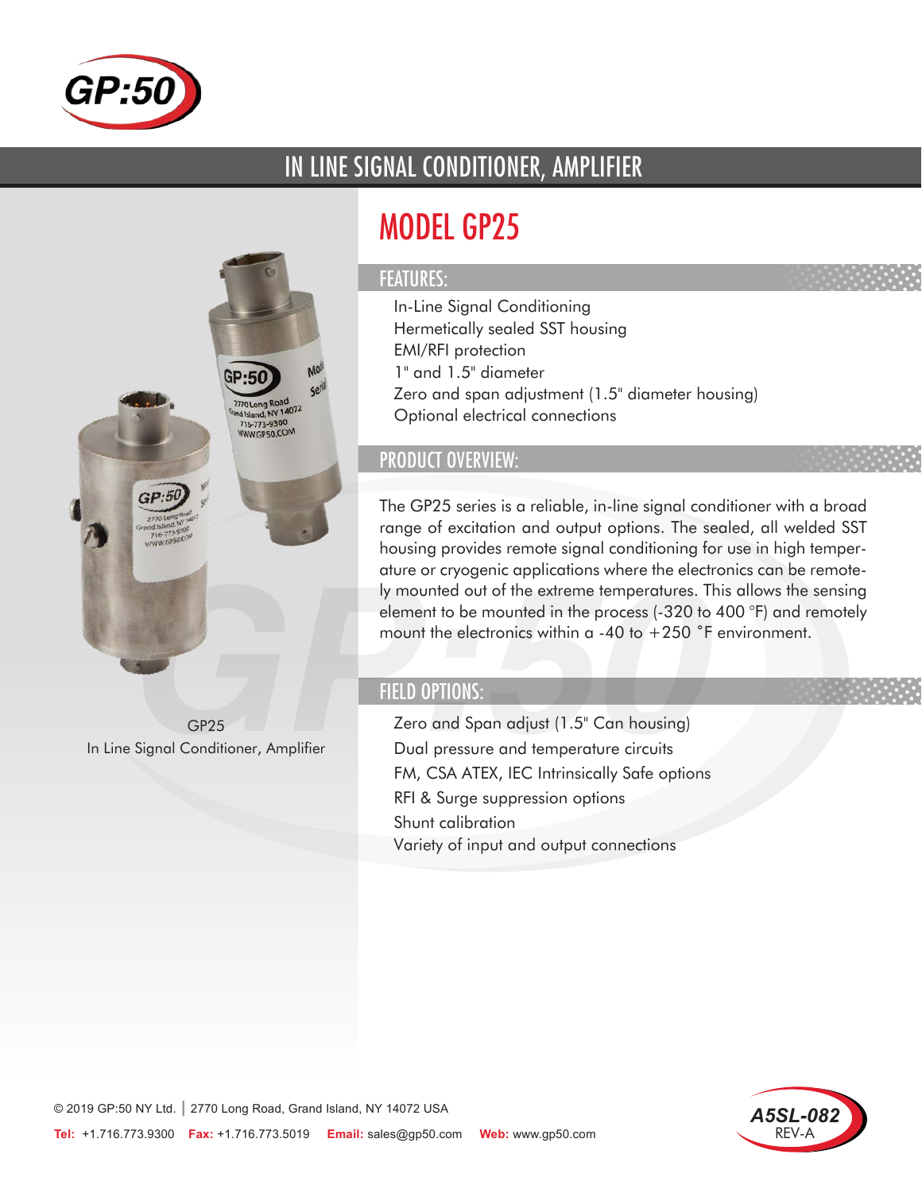# IN LINE SIGNAL CONDITIONER, AMPLIFIER

## MODEL GP25

### FEATURES:

- In-Line Signal Conditioning
- Hermetically sealed SST housing
- EMI/RFI protection
- 1" and 1.5" diameter
- Zero and span adjustment (1.5" diameter housing)
- Optional electrical connections

### PRODUCT OVERVIEW:

The GP25 series is a reliable, in-line signal conditioner with a broad range of excitation and output options. The sealed, all welded SST housing provides remote signal conditioning for use in high temperature or cryogenic applications where the electronics can be remotely mounted out of the extreme temperatures. This allows the sensing element to be mounted in the process (-320 to 400 °F) and remotely mount the electronics within a -40 to +250 ˚F environment.

GP25
In Line Signal Conditioner, Amplifier

### FIELD OPTIONS:

- Zero and Span adjust (1.5" Can housing)
- Dual pressure and temperature circuits
- FM, CSA ATEX, IEC Intrinsically Safe options
- RFI & Surge suppression options
- Shunt calibration
- Variety of input and output connections

© 2019 GP:50 NY Ltd. | 2770 Long Road, Grand Island, NY 14072 USA

**Tel:** +1.716.773.9300 **Fax:** +1.716.773.5019 **Email:** sales@gp50.com **Web:** www.gp50.com

A5SL-082 REV-A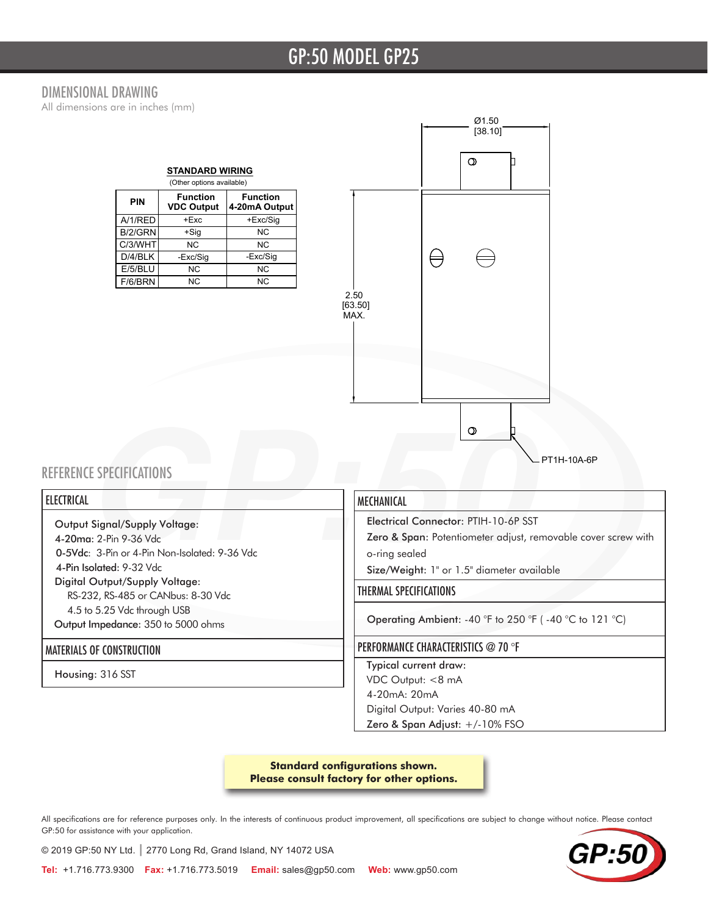# GP:50 MODEL GP25

## DIMENSIONAL DRAWING

All dimensions are in inches (mm)

**STANDARD WIRING**
(Other options available)

| PIN | Function VDC Output | Function 4-20mA Output |
|---|---|---|
| A/1/RED | +Exc | +Exc/Sig |
| B/2/GRN | +Sig | NC |
| C/3/WHT | NC | NC |
| D/4/BLK | -Exc/Sig | -Exc/Sig |
| E/5/BLU | NC | NC |
| F/6/BRN | NC | NC |

Ø1.50
[38.10]

2.50
[63.50]
MAX.

PT1H-10A-6P

## REFERENCE SPECIFICATIONS

### ELECTRICAL

Output Signal/Supply Voltage:
**4-20ma:** 2-Pin 9-36 Vdc
**0-5Vdc:** 3-Pin or 4-Pin Non-Isolated: 9-36 Vdc
**4-Pin Isolated:** 9-32 Vdc
Digital Output/Supply Voltage:
RS-232, RS-485 or CANbus: 8-30 Vdc
4.5 to 5.25 Vdc through USB
**Output Impedance:** 350 to 5000 ohms

### MATERIALS OF CONSTRUCTION

**Housing:** 316 SST

### MECHANICAL

**Electrical Connector:** PTIH-10-6P SST
**Zero & Span:** Potentiometer adjust, removable cover screw with o-ring sealed
**Size/Weight:** 1" or 1.5" diameter available

### THERMAL SPECIFICATIONS

**Operating Ambient:** -40 °F to 250 °F ( -40 °C to 121 °C)

### PERFORMANCE CHARACTERISTICS @ 70 °F

Typical current draw:
VDC Output: <8 mA
4-20mA: 20mA
Digital Output: Varies 40-80 mA
**Zero & Span Adjust:** +/-10% FSO

**Standard configurations shown.**
**Please consult factory for other options.**

All specifications are for reference purposes only. In the interests of continuous product improvement, all specifications are subject to change without notice. Please contact GP:50 for assistance with your application.

© 2019 GP:50 NY Ltd. | 2770 Long Rd, Grand Island, NY 14072 USA

**Tel:** +1.716.773.9300 **Fax:** +1.716.773.5019 **Email:** sales@gp50.com **Web:** www.gp50.com